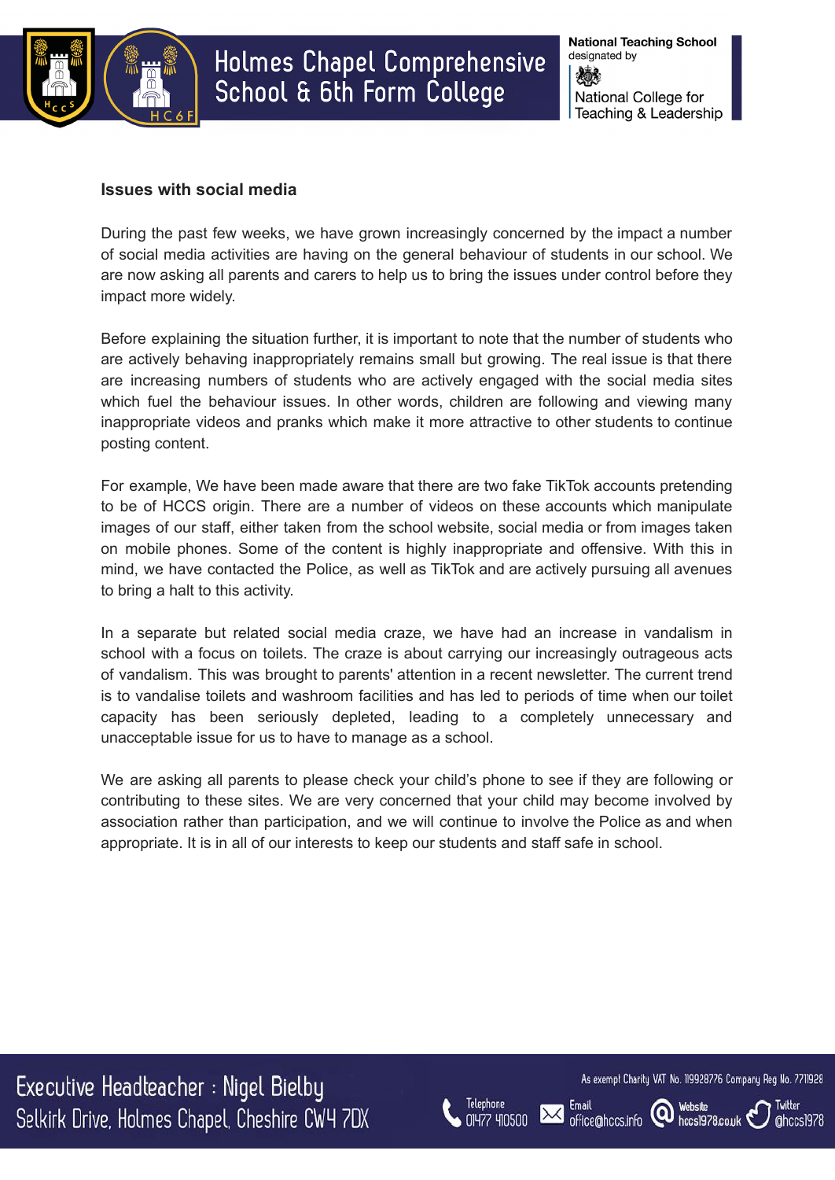## Issues with social media

During the past few weeks, we have grown increasingly concerned by the impact a number of social media activities are having on the general behaviour of students in our school. We are now asking all parents and carers to help us to bring the issues under control before they impact more widely.

Before explaining the situation further, it is important to note that the number of students who are actively behaving inappropriately remains small but growing. The real issue is that there are increasing numbers of students who are actively engaged with the social media sites which fuel the behaviour issues. In other words, children are following and viewing many inappropriate videos and pranks which make it more attractive to other students to continue posting content.

For example, We have been made aware that there are two fake TikTok accounts pretending to be of HCCS origin. There are a number of videos on these accounts which manipulate images of our staff, either taken from the school website, social media or from images taken on mobile phones. Some of the content is highly inappropriate and offensive. With this in mind, we have contacted the Police, as well as TikTok and are actively pursuing all avenues to bring a halt to this activity.

In a separate but related social media craze, we have had an increase in vandalism in school with a focus on toilets. The craze is about carrying our increasingly outrageous acts of vandalism. This was brought to parents' attention in a recent newsletter. The current trend is to vandalise toilets and washroom facilities and has led to periods of time when our toilet capacity has been seriously depleted, leading to a completely unnecessary and unacceptable issue for us to have to manage as a school.

We are asking all parents to please check your child's phone to see if they are following or contributing to these sites. We are very concerned that your child may become involved by association rather than participation, and we will continue to involve the Police as and when appropriate. It is in all of our interests to keep our students and staff safe in school.